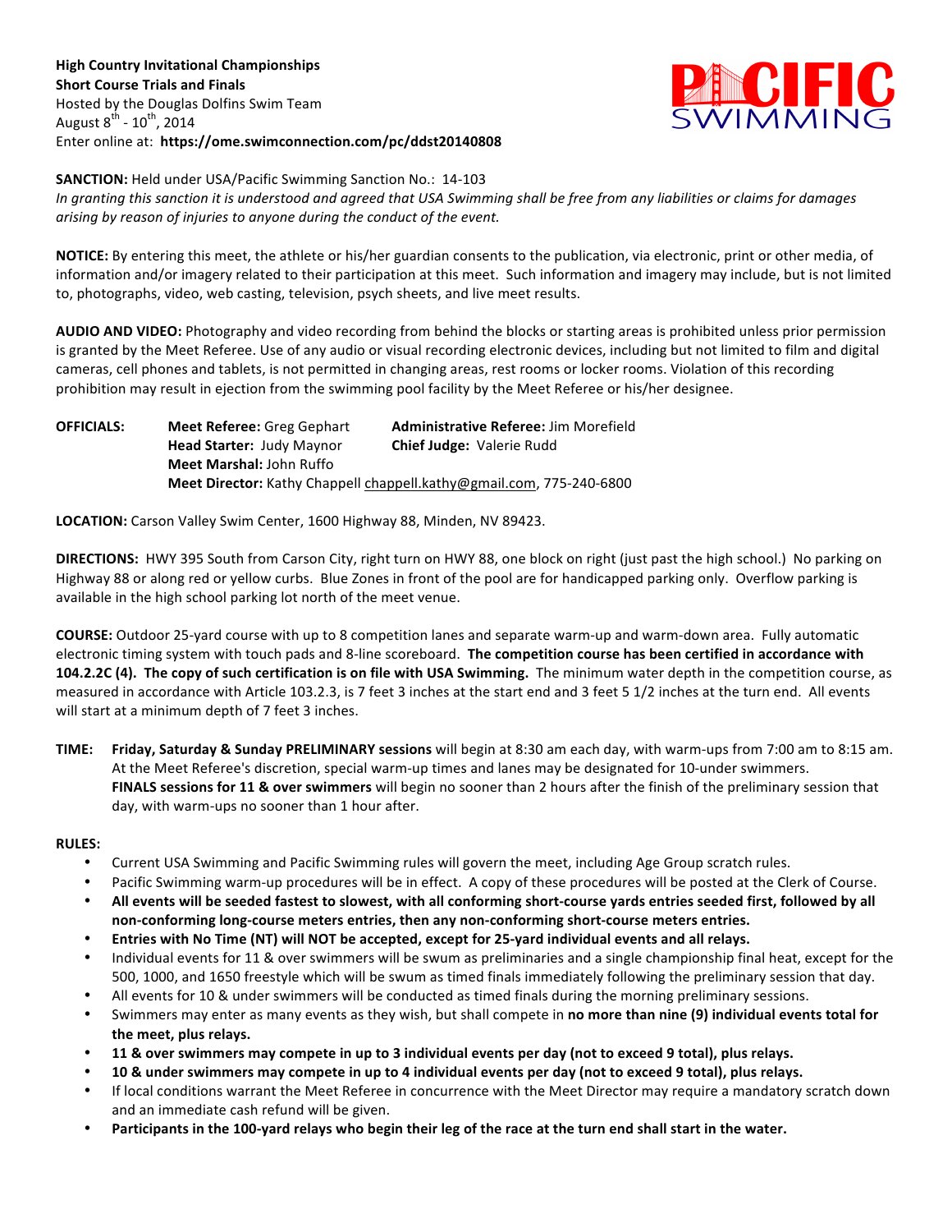**High Country Invitational Championships**
**Short Course Trials and Finals**
Hosted by the Douglas Dolfins Swim Team
August 8th - 10th, 2014
Enter online at: **https://ome.swimconnection.com/pc/ddst20140808**

PACIFIC SWIMMING

**SANCTION:** Held under USA/Pacific Swimming Sanction No.: 14-103
*In granting this sanction it is understood and agreed that USA Swimming shall be free from any liabilities or claims for damages arising by reason of injuries to anyone during the conduct of the event.*

**NOTICE:** By entering this meet, the athlete or his/her guardian consents to the publication, via electronic, print or other media, of information and/or imagery related to their participation at this meet. Such information and imagery may include, but is not limited to, photographs, video, web casting, television, psych sheets, and live meet results.

**AUDIO AND VIDEO:** Photography and video recording from behind the blocks or starting areas is prohibited unless prior permission is granted by the Meet Referee. Use of any audio or visual recording electronic devices, including but not limited to film and digital cameras, cell phones and tablets, is not permitted in changing areas, rest rooms or locker rooms. Violation of this recording prohibition may result in ejection from the swimming pool facility by the Meet Referee or his/her designee.

**OFFICIALS:**
**Meet Referee:** Greg Gephart — **Administrative Referee:** Jim Morefield
**Head Starter:** Judy Maynor — **Chief Judge:** Valerie Rudd
**Meet Marshal:** John Ruffo
**Meet Director:** Kathy Chappell chappell.kathy@gmail.com, 775-240-6800

**LOCATION:** Carson Valley Swim Center, 1600 Highway 88, Minden, NV 89423.

**DIRECTIONS:** HWY 395 South from Carson City, right turn on HWY 88, one block on right (just past the high school.) No parking on Highway 88 or along red or yellow curbs. Blue Zones in front of the pool are for handicapped parking only. Overflow parking is available in the high school parking lot north of the meet venue.

**COURSE:** Outdoor 25-yard course with up to 8 competition lanes and separate warm-up and warm-down area. Fully automatic electronic timing system with touch pads and 8-line scoreboard. **The competition course has been certified in accordance with 104.2.2C (4). The copy of such certification is on file with USA Swimming.** The minimum water depth in the competition course, as measured in accordance with Article 103.2.3, is 7 feet 3 inches at the start end and 3 feet 5 1/2 inches at the turn end. All events will start at a minimum depth of 7 feet 3 inches.

**TIME:** **Friday, Saturday & Sunday PRELIMINARY sessions** will begin at 8:30 am each day, with warm-ups from 7:00 am to 8:15 am. At the Meet Referee's discretion, special warm-up times and lanes may be designated for 10-under swimmers. **FINALS sessions for 11 & over swimmers** will begin no sooner than 2 hours after the finish of the preliminary session that day, with warm-ups no sooner than 1 hour after.

**RULES:**

- Current USA Swimming and Pacific Swimming rules will govern the meet, including Age Group scratch rules.
- Pacific Swimming warm-up procedures will be in effect. A copy of these procedures will be posted at the Clerk of Course.
- **All events will be seeded fastest to slowest, with all conforming short-course yards entries seeded first, followed by all non-conforming long-course meters entries, then any non-conforming short-course meters entries.**
- **Entries with No Time (NT) will NOT be accepted, except for 25-yard individual events and all relays.**
- Individual events for 11 & over swimmers will be swum as preliminaries and a single championship final heat, except for the 500, 1000, and 1650 freestyle which will be swum as timed finals immediately following the preliminary session that day.
- All events for 10 & under swimmers will be conducted as timed finals during the morning preliminary sessions.
- Swimmers may enter as many events as they wish, but shall compete in **no more than nine (9) individual events total for the meet, plus relays.**
- **11 & over swimmers may compete in up to 3 individual events per day (not to exceed 9 total), plus relays.**
- **10 & under swimmers may compete in up to 4 individual events per day (not to exceed 9 total), plus relays.**
- If local conditions warrant the Meet Referee in concurrence with the Meet Director may require a mandatory scratch down and an immediate cash refund will be given.
- **Participants in the 100-yard relays who begin their leg of the race at the turn end shall start in the water.**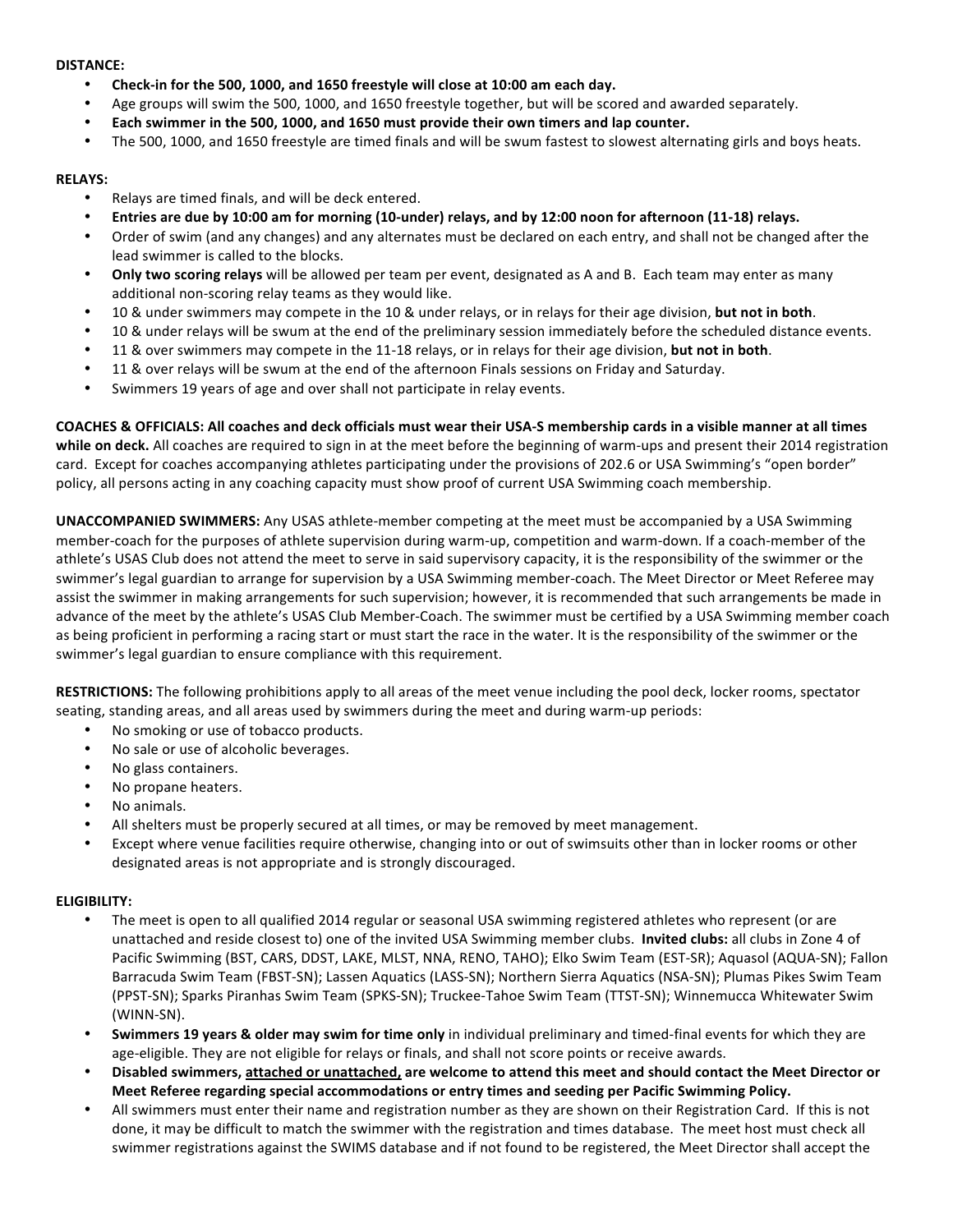**DISTANCE:**

- **Check-in for the 500, 1000, and 1650 freestyle will close at 10:00 am each day.**
- Age groups will swim the 500, 1000, and 1650 freestyle together, but will be scored and awarded separately.
- **Each swimmer in the 500, 1000, and 1650 must provide their own timers and lap counter.**
- The 500, 1000, and 1650 freestyle are timed finals and will be swum fastest to slowest alternating girls and boys heats.

**RELAYS:**

- Relays are timed finals, and will be deck entered.
- **Entries are due by 10:00 am for morning (10-under) relays, and by 12:00 noon for afternoon (11-18) relays.**
- Order of swim (and any changes) and any alternates must be declared on each entry, and shall not be changed after the lead swimmer is called to the blocks.
- **Only two scoring relays** will be allowed per team per event, designated as A and B. Each team may enter as many additional non-scoring relay teams as they would like.
- 10 & under swimmers may compete in the 10 & under relays, or in relays for their age division, **but not in both**.
- 10 & under relays will be swum at the end of the preliminary session immediately before the scheduled distance events.
- 11 & over swimmers may compete in the 11-18 relays, or in relays for their age division, **but not in both**.
- 11 & over relays will be swum at the end of the afternoon Finals sessions on Friday and Saturday.
- Swimmers 19 years of age and over shall not participate in relay events.

**COACHES & OFFICIALS: All coaches and deck officials must wear their USA-S membership cards in a visible manner at all times while on deck.** All coaches are required to sign in at the meet before the beginning of warm-ups and present their 2014 registration card. Except for coaches accompanying athletes participating under the provisions of 202.6 or USA Swimming's "open border" policy, all persons acting in any coaching capacity must show proof of current USA Swimming coach membership.

**UNACCOMPANIED SWIMMERS:** Any USAS athlete-member competing at the meet must be accompanied by a USA Swimming member-coach for the purposes of athlete supervision during warm-up, competition and warm-down. If a coach-member of the athlete's USAS Club does not attend the meet to serve in said supervisory capacity, it is the responsibility of the swimmer or the swimmer's legal guardian to arrange for supervision by a USA Swimming member-coach. The Meet Director or Meet Referee may assist the swimmer in making arrangements for such supervision; however, it is recommended that such arrangements be made in advance of the meet by the athlete's USAS Club Member-Coach. The swimmer must be certified by a USA Swimming member coach as being proficient in performing a racing start or must start the race in the water. It is the responsibility of the swimmer or the swimmer's legal guardian to ensure compliance with this requirement.

**RESTRICTIONS:** The following prohibitions apply to all areas of the meet venue including the pool deck, locker rooms, spectator seating, standing areas, and all areas used by swimmers during the meet and during warm-up periods:

- No smoking or use of tobacco products.
- No sale or use of alcoholic beverages.
- No glass containers.
- No propane heaters.
- No animals.
- All shelters must be properly secured at all times, or may be removed by meet management.
- Except where venue facilities require otherwise, changing into or out of swimsuits other than in locker rooms or other designated areas is not appropriate and is strongly discouraged.

**ELIGIBILITY:**

- The meet is open to all qualified 2014 regular or seasonal USA swimming registered athletes who represent (or are unattached and reside closest to) one of the invited USA Swimming member clubs. **Invited clubs:** all clubs in Zone 4 of Pacific Swimming (BST, CARS, DDST, LAKE, MLST, NNA, RENO, TAHO); Elko Swim Team (EST-SR); Aquasol (AQUA-SN); Fallon Barracuda Swim Team (FBST-SN); Lassen Aquatics (LASS-SN); Northern Sierra Aquatics (NSA-SN); Plumas Pikes Swim Team (PPST-SN); Sparks Piranhas Swim Team (SPKS-SN); Truckee-Tahoe Swim Team (TTST-SN); Winnemucca Whitewater Swim (WINN-SN).
- **Swimmers 19 years & older may swim for time only** in individual preliminary and timed-final events for which they are age-eligible. They are not eligible for relays or finals, and shall not score points or receive awards.
- **Disabled swimmers, attached or unattached, are welcome to attend this meet and should contact the Meet Director or Meet Referee regarding special accommodations or entry times and seeding per Pacific Swimming Policy.**
- All swimmers must enter their name and registration number as they are shown on their Registration Card. If this is not done, it may be difficult to match the swimmer with the registration and times database. The meet host must check all swimmer registrations against the SWIMS database and if not found to be registered, the Meet Director shall accept the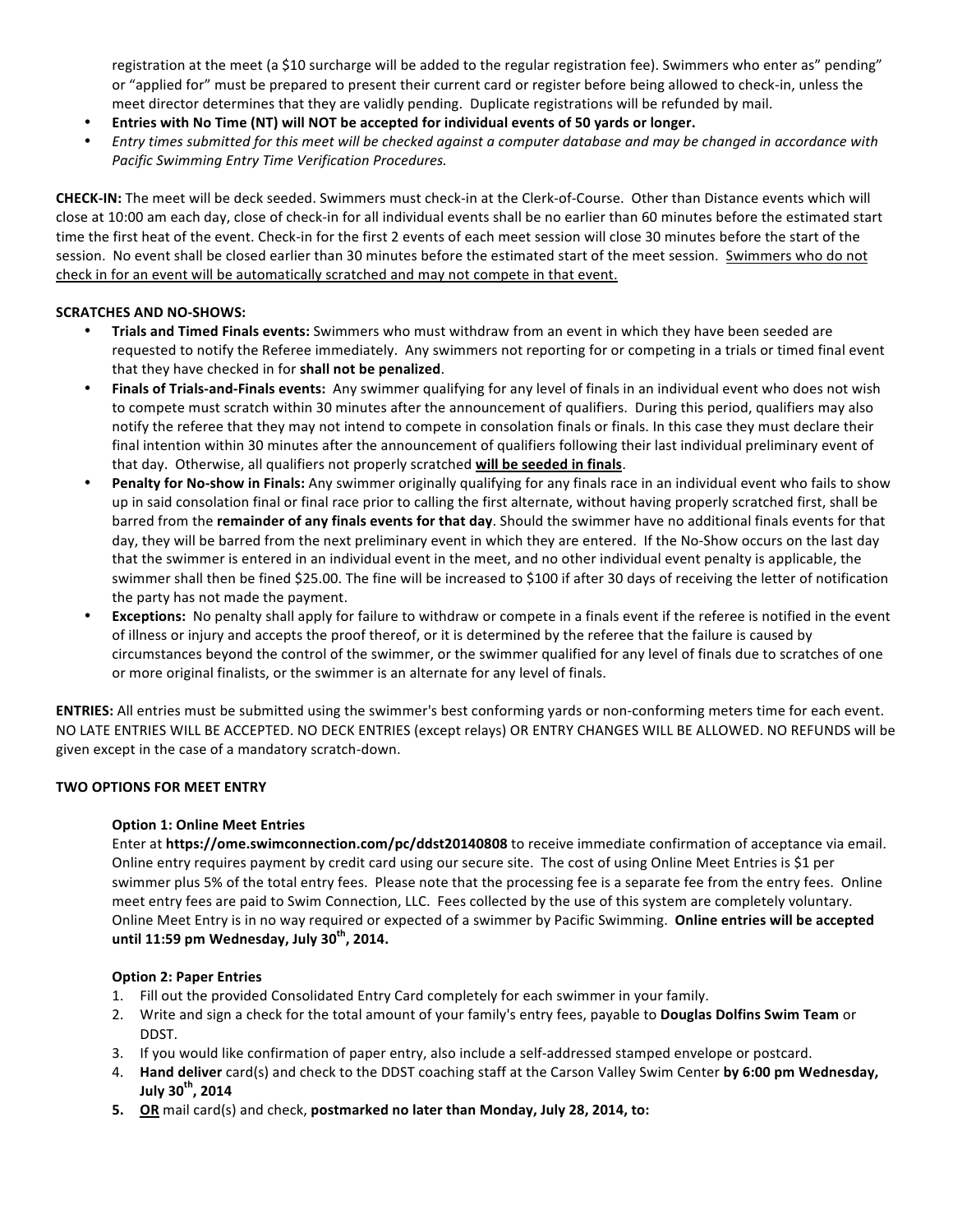registration at the meet (a $10 surcharge will be added to the regular registration fee). Swimmers who enter as" pending" or "applied for" must be prepared to present their current card or register before being allowed to check-in, unless the meet director determines that they are validly pending. Duplicate registrations will be refunded by mail.

- **Entries with No Time (NT) will NOT be accepted for individual events of 50 yards or longer.**
- *Entry times submitted for this meet will be checked against a computer database and may be changed in accordance with Pacific Swimming Entry Time Verification Procedures.*

**CHECK-IN:** The meet will be deck seeded. Swimmers must check-in at the Clerk-of-Course. Other than Distance events which will close at 10:00 am each day, close of check-in for all individual events shall be no earlier than 60 minutes before the estimated start time the first heat of the event. Check-in for the first 2 events of each meet session will close 30 minutes before the start of the session. No event shall be closed earlier than 30 minutes before the estimated start of the meet session. Swimmers who do not check in for an event will be automatically scratched and may not compete in that event.

**SCRATCHES AND NO-SHOWS:**

- **Trials and Timed Finals events:** Swimmers who must withdraw from an event in which they have been seeded are requested to notify the Referee immediately. Any swimmers not reporting for or competing in a trials or timed final event that they have checked in for **shall not be penalized**.
- **Finals of Trials-and-Finals events:** Any swimmer qualifying for any level of finals in an individual event who does not wish to compete must scratch within 30 minutes after the announcement of qualifiers. During this period, qualifiers may also notify the referee that they may not intend to compete in consolation finals or finals. In this case they must declare their final intention within 30 minutes after the announcement of qualifiers following their last individual preliminary event of that day. Otherwise, all qualifiers not properly scratched **will be seeded in finals**.
- **Penalty for No-show in Finals:** Any swimmer originally qualifying for any finals race in an individual event who fails to show up in said consolation final or final race prior to calling the first alternate, without having properly scratched first, shall be barred from the **remainder of any finals events for that day**. Should the swimmer have no additional finals events for that day, they will be barred from the next preliminary event in which they are entered. If the No-Show occurs on the last day that the swimmer is entered in an individual event in the meet, and no other individual event penalty is applicable, the swimmer shall then be fined $25.00. The fine will be increased to $100 if after 30 days of receiving the letter of notification the party has not made the payment.
- **Exceptions:** No penalty shall apply for failure to withdraw or compete in a finals event if the referee is notified in the event of illness or injury and accepts the proof thereof, or it is determined by the referee that the failure is caused by circumstances beyond the control of the swimmer, or the swimmer qualified for any level of finals due to scratches of one or more original finalists, or the swimmer is an alternate for any level of finals.

**ENTRIES:** All entries must be submitted using the swimmer's best conforming yards or non-conforming meters time for each event. NO LATE ENTRIES WILL BE ACCEPTED. NO DECK ENTRIES (except relays) OR ENTRY CHANGES WILL BE ALLOWED. NO REFUNDS will be given except in the case of a mandatory scratch-down.

**TWO OPTIONS FOR MEET ENTRY**

**Option 1: Online Meet Entries**

Enter at **https://ome.swimconnection.com/pc/ddst20140808** to receive immediate confirmation of acceptance via email. Online entry requires payment by credit card using our secure site. The cost of using Online Meet Entries is $1 per swimmer plus 5% of the total entry fees. Please note that the processing fee is a separate fee from the entry fees. Online meet entry fees are paid to Swim Connection, LLC. Fees collected by the use of this system are completely voluntary. Online Meet Entry is in no way required or expected of a swimmer by Pacific Swimming. **Online entries will be accepted until 11:59 pm Wednesday, July 30th, 2014.**

**Option 2: Paper Entries**

1. Fill out the provided Consolidated Entry Card completely for each swimmer in your family.
2. Write and sign a check for the total amount of your family's entry fees, payable to **Douglas Dolfins Swim Team** or DDST.
3. If you would like confirmation of paper entry, also include a self-addressed stamped envelope or postcard.
4. **Hand deliver** card(s) and check to the DDST coaching staff at the Carson Valley Swim Center **by 6:00 pm Wednesday, July 30th, 2014**
5. **OR** mail card(s) and check, **postmarked no later than Monday, July 28, 2014, to:**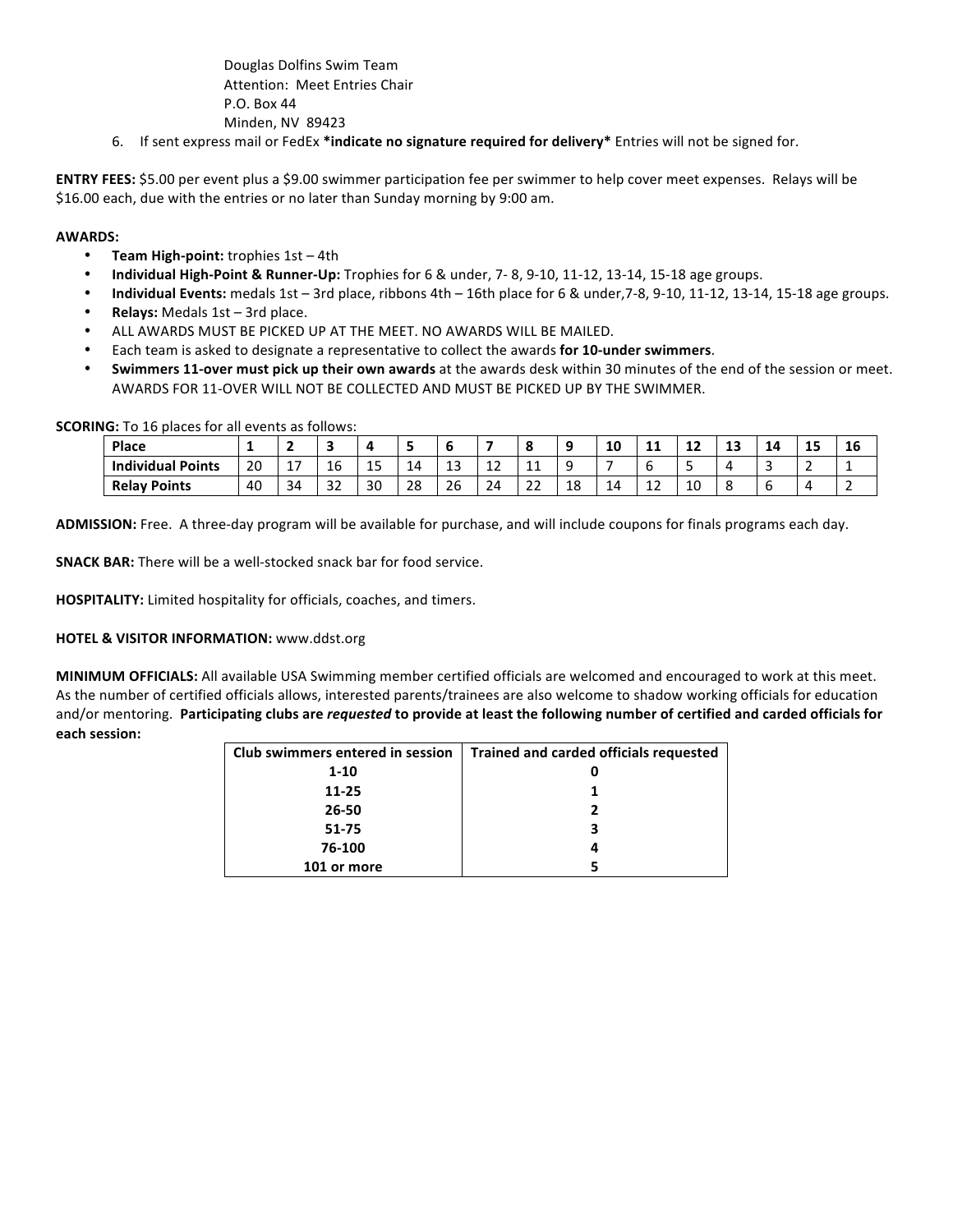Douglas Dolfins Swim Team
Attention: Meet Entries Chair
P.O. Box 44
Minden, NV 89423

6. If sent express mail or FedEx ***indicate no signature required for delivery*** Entries will not be signed for.

**ENTRY FEES:** $5.00 per event plus a $9.00 swimmer participation fee per swimmer to help cover meet expenses. Relays will be $16.00 each, due with the entries or no later than Sunday morning by 9:00 am.

**AWARDS:**

- **Team High-point:** trophies 1st – 4th
- **Individual High-Point & Runner-Up:** Trophies for 6 & under, 7- 8, 9-10, 11-12, 13-14, 15-18 age groups.
- **Individual Events:** medals 1st – 3rd place, ribbons 4th – 16th place for 6 & under,7-8, 9-10, 11-12, 13-14, 15-18 age groups.
- **Relays:** Medals 1st – 3rd place.
- ALL AWARDS MUST BE PICKED UP AT THE MEET. NO AWARDS WILL BE MAILED.
- Each team is asked to designate a representative to collect the awards **for 10-under swimmers**.
- **Swimmers 11-over must pick up their own awards** at the awards desk within 30 minutes of the end of the session or meet. AWARDS FOR 11-OVER WILL NOT BE COLLECTED AND MUST BE PICKED UP BY THE SWIMMER.

**SCORING:** To 16 places for all events as follows:

| Place | 1 | 2 | 3 | 4 | 5 | 6 | 7 | 8 | 9 | 10 | 11 | 12 | 13 | 14 | 15 | 16 |
|---|---|---|---|---|---|---|---|---|---|---|---|---|---|---|---|---|
| Individual Points | 20 | 17 | 16 | 15 | 14 | 13 | 12 | 11 | 9 | 7 | 6 | 5 | 4 | 3 | 2 | 1 |
| Relay Points | 40 | 34 | 32 | 30 | 28 | 26 | 24 | 22 | 18 | 14 | 12 | 10 | 8 | 6 | 4 | 2 |

**ADMISSION:** Free. A three-day program will be available for purchase, and will include coupons for finals programs each day.

**SNACK BAR:** There will be a well-stocked snack bar for food service.

**HOSPITALITY:** Limited hospitality for officials, coaches, and timers.

**HOTEL & VISITOR INFORMATION:** www.ddst.org

**MINIMUM OFFICIALS:** All available USA Swimming member certified officials are welcomed and encouraged to work at this meet. As the number of certified officials allows, interested parents/trainees are also welcome to shadow working officials for education and/or mentoring. **Participating clubs are *requested* to provide at least the following number of certified and carded officials for each session:**

| Club swimmers entered in session | Trained and carded officials requested |
|---|---|
| 1-10 | 0 |
| 11-25 | 1 |
| 26-50 | 2 |
| 51-75 | 3 |
| 76-100 | 4 |
| 101 or more | 5 |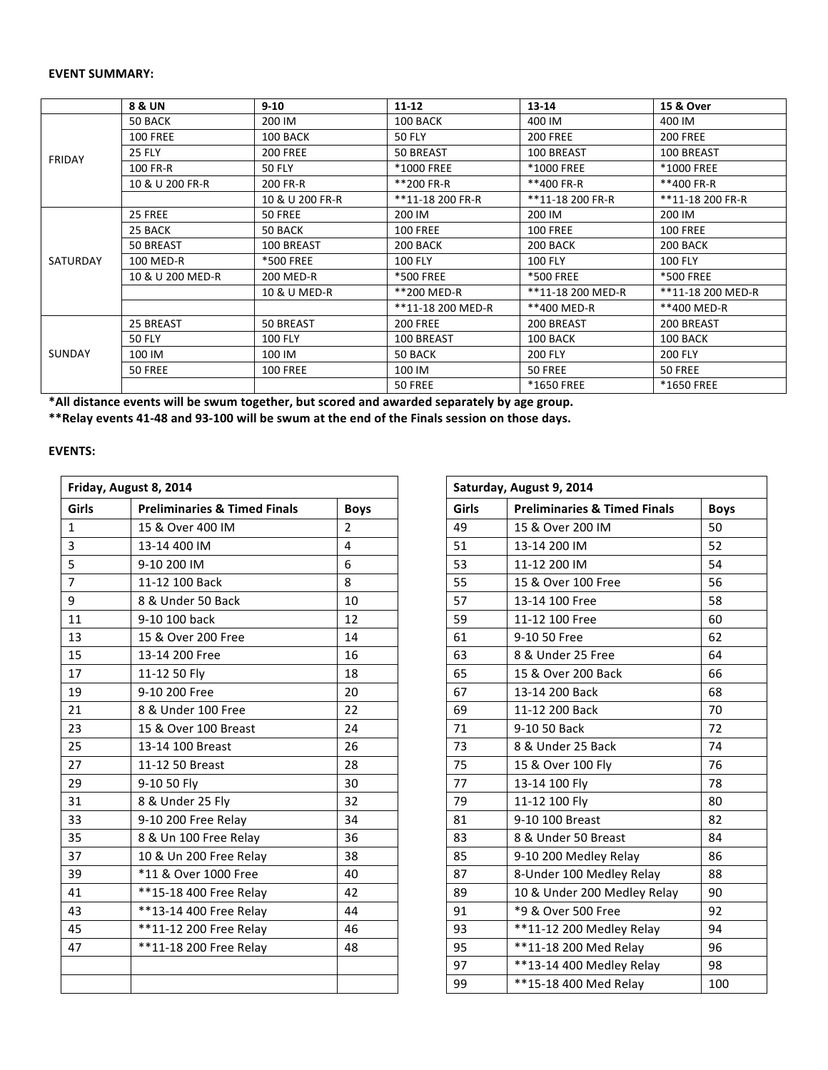**EVENT SUMMARY:**

| | 8 & UN | 9-10 | 11-12 | 13-14 | 15 & Over |
|---|---|---|---|---|---|
| FRIDAY | 50 BACK | 200 IM | 100 BACK | 400 IM | 400 IM |
| | 100 FREE | 100 BACK | 50 FLY | 200 FREE | 200 FREE |
| | 25 FLY | 200 FREE | 50 BREAST | 100 BREAST | 100 BREAST |
| | 100 FR-R | 50 FLY | *1000 FREE | *1000 FREE | *1000 FREE |
| | 10 & U 200 FR-R | 200 FR-R | **200 FR-R | **400 FR-R | **400 FR-R |
| | | 10 & U 200 FR-R | **11-18 200 FR-R | **11-18 200 FR-R | **11-18 200 FR-R |
| SATURDAY | 25 FREE | 50 FREE | 200 IM | 200 IM | 200 IM |
| | 25 BACK | 50 BACK | 100 FREE | 100 FREE | 100 FREE |
| | 50 BREAST | 100 BREAST | 200 BACK | 200 BACK | 200 BACK |
| | 100 MED-R | *500 FREE | 100 FLY | 100 FLY | 100 FLY |
| | 10 & U 200 MED-R | 200 MED-R | *500 FREE | *500 FREE | *500 FREE |
| | | 10 & U MED-R | **200 MED-R | **11-18 200 MED-R | **11-18 200 MED-R |
| | | | **11-18 200 MED-R | **400 MED-R | **400 MED-R |
| SUNDAY | 25 BREAST | 50 BREAST | 200 FREE | 200 BREAST | 200 BREAST |
| | 50 FLY | 100 FLY | 100 BREAST | 100 BACK | 100 BACK |
| | 100 IM | 100 IM | 50 BACK | 200 FLY | 200 FLY |
| | 50 FREE | 100 FREE | 100 IM | 50 FREE | 50 FREE |
| | | | 50 FREE | *1650 FREE | *1650 FREE |

**\*All distance events will be swum together, but scored and awarded separately by age group.**
**\*\*Relay events 41-48 and 93-100 will be swum at the end of the Finals session on those days.**

**EVENTS:**

| Friday, August 8, 2014 | | |
|---|---|---|
| **Girls** | **Preliminaries & Timed Finals** | **Boys** |
| 1 | 15 & Over 400 IM | 2 |
| 3 | 13-14 400 IM | 4 |
| 5 | 9-10 200 IM | 6 |
| 7 | 11-12 100 Back | 8 |
| 9 | 8 & Under 50 Back | 10 |
| 11 | 9-10 100 back | 12 |
| 13 | 15 & Over 200 Free | 14 |
| 15 | 13-14 200 Free | 16 |
| 17 | 11-12 50 Fly | 18 |
| 19 | 9-10 200 Free | 20 |
| 21 | 8 & Under 100 Free | 22 |
| 23 | 15 & Over 100 Breast | 24 |
| 25 | 13-14 100 Breast | 26 |
| 27 | 11-12 50 Breast | 28 |
| 29 | 9-10 50 Fly | 30 |
| 31 | 8 & Under 25 Fly | 32 |
| 33 | 9-10 200 Free Relay | 34 |
| 35 | 8 & Un 100 Free Relay | 36 |
| 37 | 10 & Un 200 Free Relay | 38 |
| 39 | *11 & Over 1000 Free | 40 |
| 41 | **15-18 400 Free Relay | 42 |
| 43 | **13-14 400 Free Relay | 44 |
| 45 | **11-12 200 Free Relay | 46 |
| 47 | **11-18 200 Free Relay | 48 |

| Saturday, August 9, 2014 | | |
|---|---|---|
| **Girls** | **Preliminaries & Timed Finals** | **Boys** |
| 49 | 15 & Over 200 IM | 50 |
| 51 | 13-14 200 IM | 52 |
| 53 | 11-12 200 IM | 54 |
| 55 | 15 & Over 100 Free | 56 |
| 57 | 13-14 100 Free | 58 |
| 59 | 11-12 100 Free | 60 |
| 61 | 9-10 50 Free | 62 |
| 63 | 8 & Under 25 Free | 64 |
| 65 | 15 & Over 200 Back | 66 |
| 67 | 13-14 200 Back | 68 |
| 69 | 11-12 200 Back | 70 |
| 71 | 9-10 50 Back | 72 |
| 73 | 8 & Under 25 Back | 74 |
| 75 | 15 & Over 100 Fly | 76 |
| 77 | 13-14 100 Fly | 78 |
| 79 | 11-12 100 Fly | 80 |
| 81 | 9-10 100 Breast | 82 |
| 83 | 8 & Under 50 Breast | 84 |
| 85 | 9-10 200 Medley Relay | 86 |
| 87 | 8-Under 100 Medley Relay | 88 |
| 89 | 10 & Under 200 Medley Relay | 90 |
| 91 | *9 & Over 500 Free | 92 |
| 93 | **11-12 200 Medley Relay | 94 |
| 95 | **11-18 200 Med Relay | 96 |
| 97 | **13-14 400 Medley Relay | 98 |
| 99 | **15-18 400 Med Relay | 100 |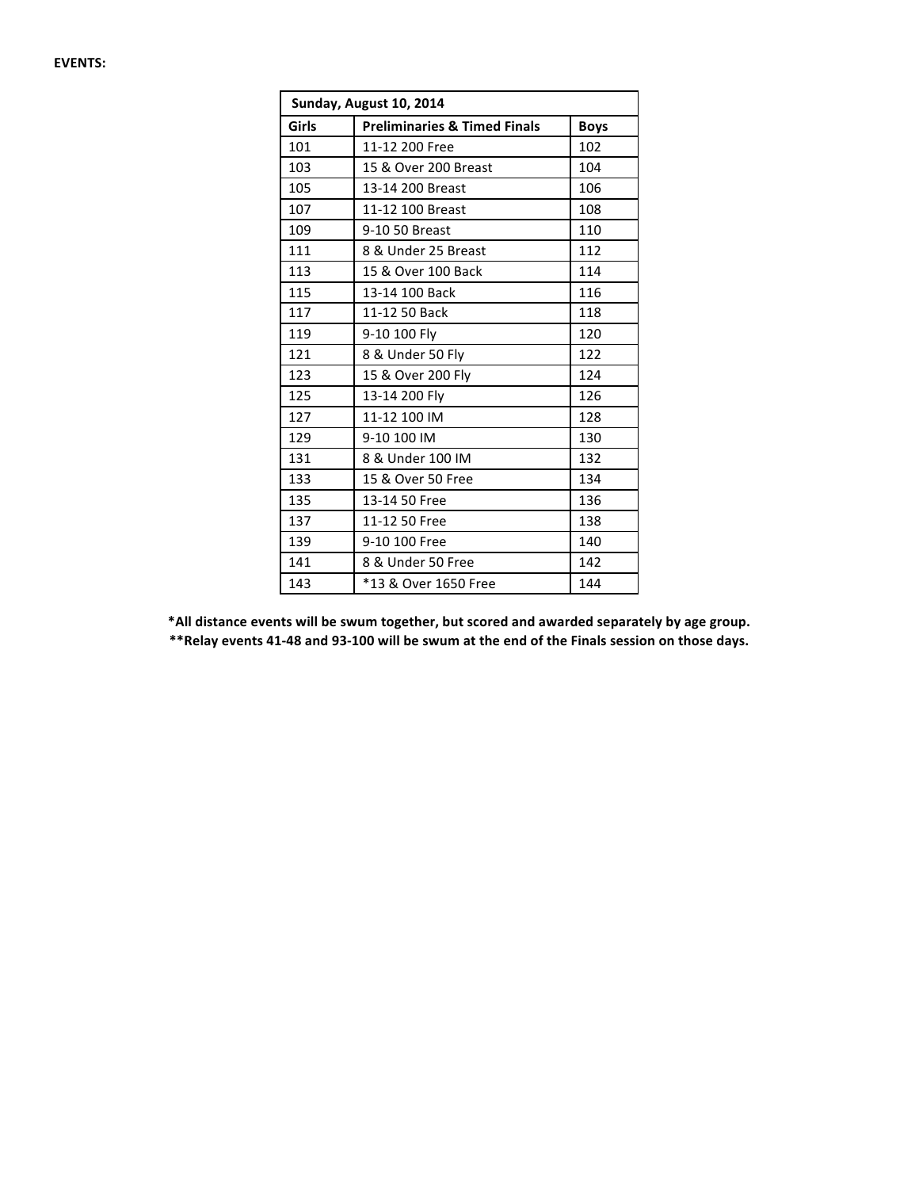**EVENTS:**

| Sunday, August 10, 2014 | | |
|---|---|---|
| **Girls** | **Preliminaries & Timed Finals** | **Boys** |
| 101 | 11-12 200 Free | 102 |
| 103 | 15 & Over 200 Breast | 104 |
| 105 | 13-14 200 Breast | 106 |
| 107 | 11-12 100 Breast | 108 |
| 109 | 9-10 50 Breast | 110 |
| 111 | 8 & Under 25 Breast | 112 |
| 113 | 15 & Over 100 Back | 114 |
| 115 | 13-14 100 Back | 116 |
| 117 | 11-12 50 Back | 118 |
| 119 | 9-10 100 Fly | 120 |
| 121 | 8 & Under 50 Fly | 122 |
| 123 | 15 & Over 200 Fly | 124 |
| 125 | 13-14 200 Fly | 126 |
| 127 | 11-12 100 IM | 128 |
| 129 | 9-10 100 IM | 130 |
| 131 | 8 & Under 100 IM | 132 |
| 133 | 15 & Over 50 Free | 134 |
| 135 | 13-14 50 Free | 136 |
| 137 | 11-12 50 Free | 138 |
| 139 | 9-10 100 Free | 140 |
| 141 | 8 & Under 50 Free | 142 |
| 143 | *13 & Over 1650 Free | 144 |

**\*All distance events will be swum together, but scored and awarded separately by age group.**

**\*\*Relay events 41-48 and 93-100 will be swum at the end of the Finals session on those days.**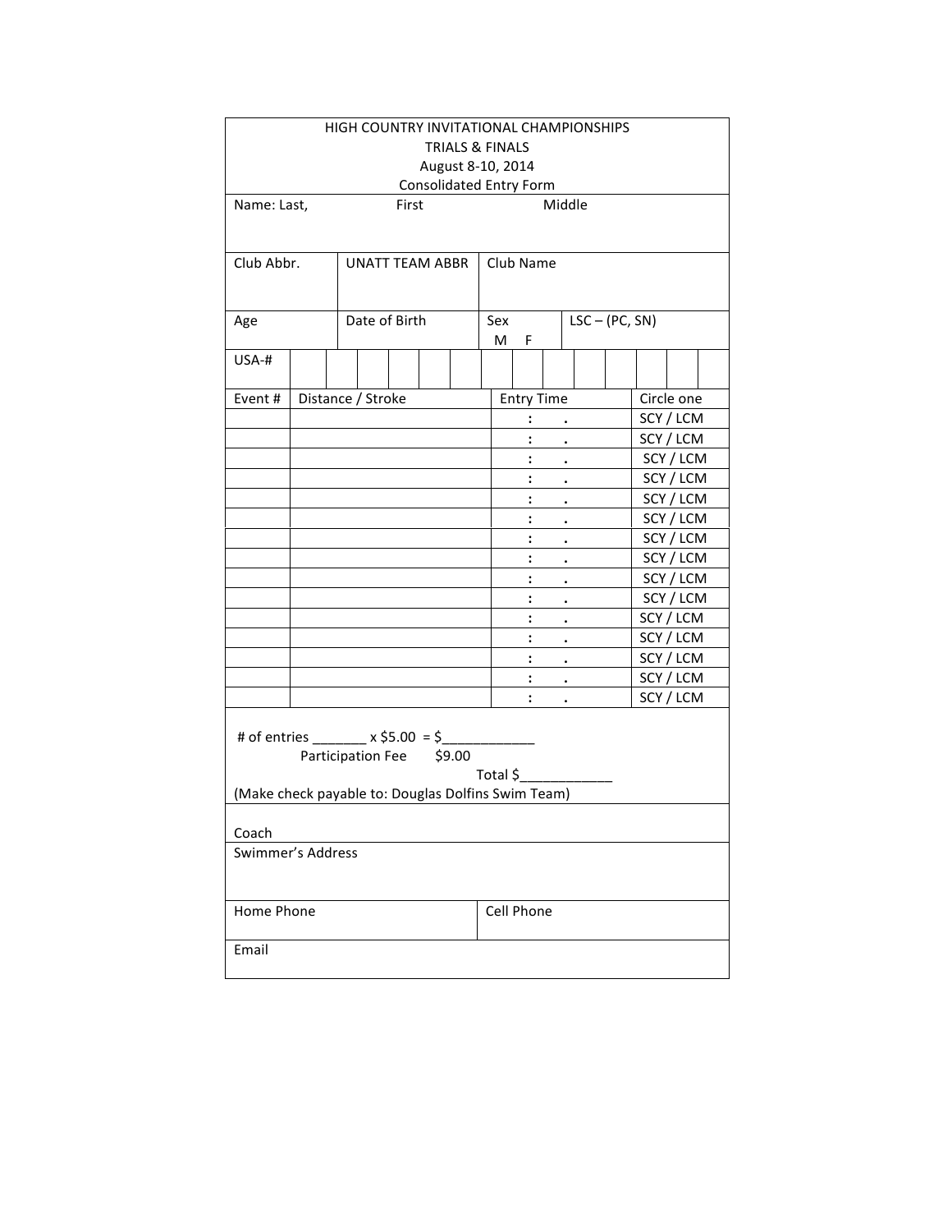# HIGH COUNTRY INVITATIONAL CHAMPIONSHIPS

## TRIALS & FINALS

August 8-10, 2014

Consolidated Entry Form

| | | | |
|---|---|---|---|
| Name: Last, | First | Middle | |
| Club Abbr. | UNATT TEAM ABBR | Club Name | |
| Age | Date of Birth | Sex M F | LSC – (PC, SN) |
| USA-# | | | |

| Event # | Distance / Stroke | Entry Time | Circle one |
|---|---|---|---|
| | | : . | SCY / LCM |
| | | : . | SCY / LCM |
| | | : . | SCY / LCM |
| | | : . | SCY / LCM |
| | | : . | SCY / LCM |
| | | : . | SCY / LCM |
| | | : . | SCY / LCM |
| | | : . | SCY / LCM |
| | | : . | SCY / LCM |
| | | : . | SCY / LCM |
| | | : . | SCY / LCM |
| | | : . | SCY / LCM |
| | | : . | SCY / LCM |
| | | : . | SCY / LCM |
| | | : . | SCY / LCM |

# of entries _______ x $5.00 = $____________

Participation Fee $9.00

Total $____________

(Make check payable to: Douglas Dolfins Swim Team)

| | |
|---|---|
| Coach | |
| Swimmer's Address | |
| Home Phone | Cell Phone |
| Email | |